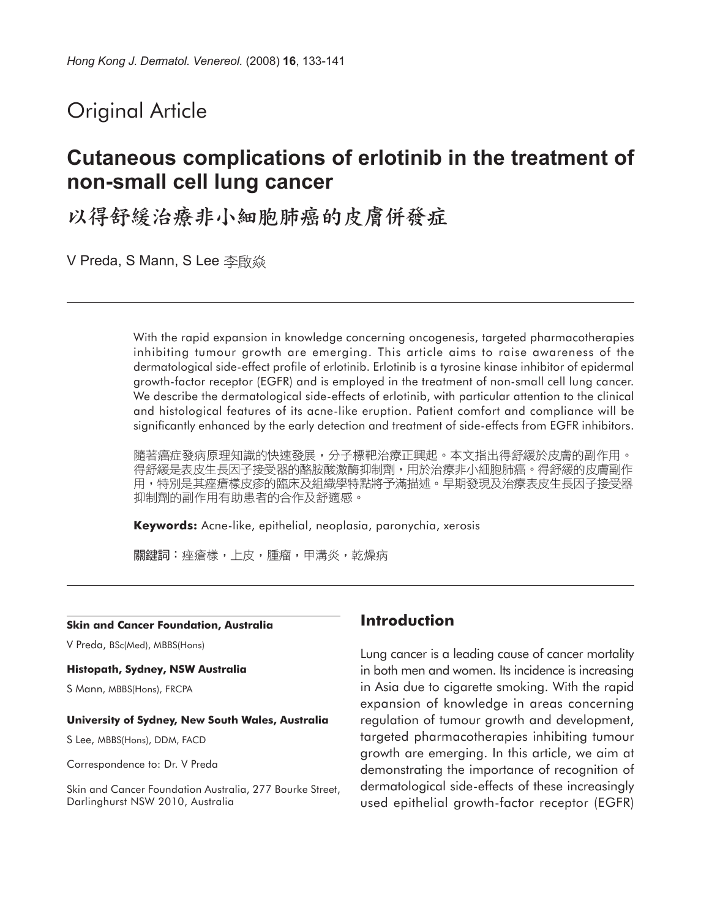# Original Article

## Cutaneous complications of erlotinib in the treatment of non-small cell lung cancer

## 以得舒緩治療非小細胞肺癌的皮膚併發症

V Preda, S Mann, S Lee 李啟燊

With the rapid expansion in knowledge concerning oncogenesis, targeted pharmacotherapies inhibiting tumour growth are emerging. This article aims to raise awareness of the dermatological side-effect profile of erlotinib. Erlotinib is a tyrosine kinase inhibitor of epidermal growth-factor receptor (EGFR) and is employed in the treatment of non-small cell lung cancer. We describe the dermatological side-effects of erlotinib, with particular attention to the clinical and histological features of its acne-like eruption. Patient comfort and compliance will be significantly enhanced by the early detection and treatment of side-effects from EGFR inhibitors.

隨著癌症發病原理知識的快速發展，分子標靶治療正興起。本文指出得舒緩於皮膚的副作用。得舒緩是表皮生長因子接受器的酪胺酸激酶抑制劑，用於治療非小細胞肺癌。得舒緩的皮膚副作用，特別是其痤瘡樣皮疹的臨床及組織學特點將予滿描述。早期發現及治療表皮生長因子接受器抑制劑的副作用有助患者的合作及舒適感。

**Keywords:** Acne-like, epithelial, neoplasia, paronychia, xerosis

**關鍵詞**：痤瘡樣，上皮，腫瘤，甲溝炎，乾燥病

**Skin and Cancer Foundation, Australia**

V Preda, BSc(Med), MBBS(Hons)

**Histopath, Sydney, NSW Australia**

S Mann, MBBS(Hons), FRCPA

**University of Sydney, New South Wales, Australia**

S Lee, MBBS(Hons), DDM, FACD

Correspondence to: Dr. V Preda

Skin and Cancer Foundation Australia, 277 Bourke Street, Darlinghurst NSW 2010, Australia

## Introduction

Lung cancer is a leading cause of cancer mortality in both men and women. Its incidence is increasing in Asia due to cigarette smoking. With the rapid expansion of knowledge in areas concerning regulation of tumour growth and development, targeted pharmacotherapies inhibiting tumour growth are emerging. In this article, we aim at demonstrating the importance of recognition of dermatological side-effects of these increasingly used epithelial growth-factor receptor (EGFR)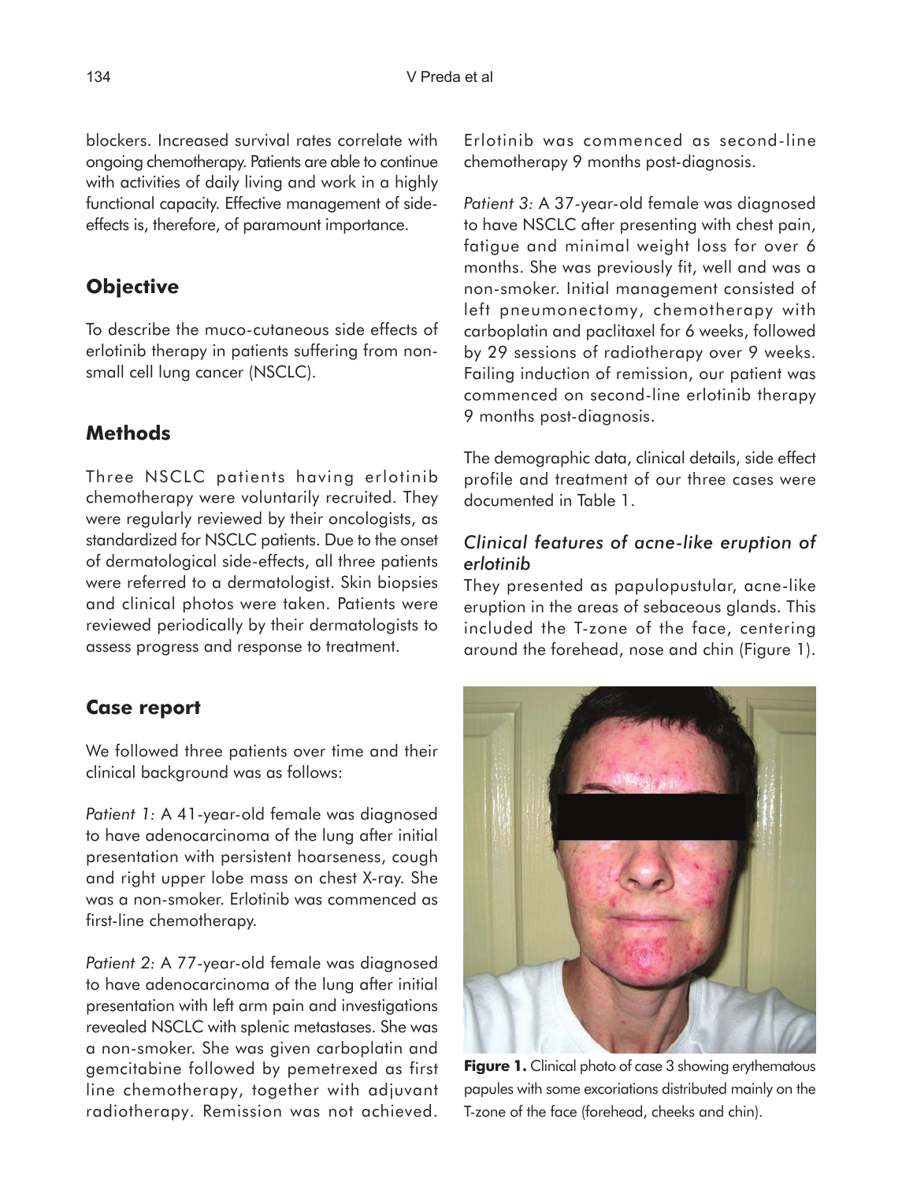blockers. Increased survival rates correlate with ongoing chemotherapy. Patients are able to continue with activities of daily living and work in a highly functional capacity. Effective management of side-effects is, therefore, of paramount importance.

## Objective

To describe the muco-cutaneous side effects of erlotinib therapy in patients suffering from non-small cell lung cancer (NSCLC).

## Methods

Three NSCLC patients having erlotinib chemotherapy were voluntarily recruited. They were regularly reviewed by their oncologists, as standardized for NSCLC patients. Due to the onset of dermatological side-effects, all three patients were referred to a dermatologist. Skin biopsies and clinical photos were taken. Patients were reviewed periodically by their dermatologists to assess progress and response to treatment.

## Case report

We followed three patients over time and their clinical background was as follows:

*Patient 1:* A 41-year-old female was diagnosed to have adenocarcinoma of the lung after initial presentation with persistent hoarseness, cough and right upper lobe mass on chest X-ray. She was a non-smoker. Erlotinib was commenced as first-line chemotherapy.

*Patient 2:* A 77-year-old female was diagnosed to have adenocarcinoma of the lung after initial presentation with left arm pain and investigations revealed NSCLC with splenic metastases. She was a non-smoker. She was given carboplatin and gemcitabine followed by pemetrexed as first line chemotherapy, together with adjuvant radiotherapy. Remission was not achieved. Erlotinib was commenced as second-line chemotherapy 9 months post-diagnosis.

*Patient 3:* A 37-year-old female was diagnosed to have NSCLC after presenting with chest pain, fatigue and minimal weight loss for over 6 months. She was previously fit, well and was a non-smoker. Initial management consisted of left pneumonectomy, chemotherapy with carboplatin and paclitaxel for 6 weeks, followed by 29 sessions of radiotherapy over 9 weeks. Failing induction of remission, our patient was commenced on second-line erlotinib therapy 9 months post-diagnosis.

The demographic data, clinical details, side effect profile and treatment of our three cases were documented in Table 1.

### *Clinical features of acne-like eruption of erlotinib*

They presented as papulopustular, acne-like eruption in the areas of sebaceous glands. This included the T-zone of the face, centering around the forehead, nose and chin (Figure 1).

**Figure 1.** Clinical photo of case 3 showing erythematous papules with some excoriations distributed mainly on the T-zone of the face (forehead, cheeks and chin).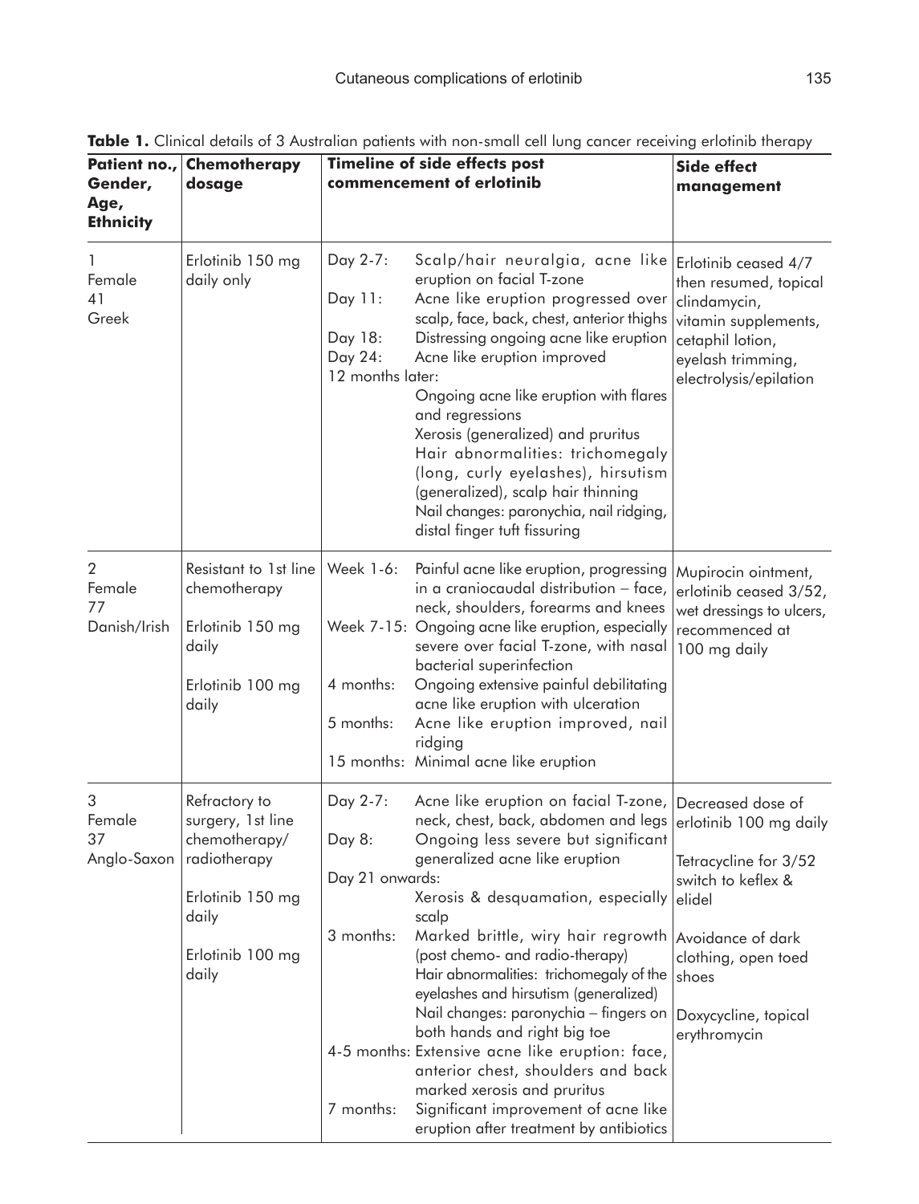**Table 1.** Clinical details of 3 Australian patients with non-small cell lung cancer receiving erlotinib therapy

| Patient no., Gender, Age, Ethnicity | Chemotherapy dosage | Timeline of side effects post commencement of erlotinib | | Side effect management |
|---|---|---|---|---|
| 1<br>Female<br>41<br>Greek | Erlotinib 150 mg daily only | Day 2-7:<br>Day 11:<br><br>Day 18:<br>Day 24:<br>12 months later: | Scalp/hair neuralgia, acne like eruption on facial T-zone<br>Acne like eruption progressed over scalp, face, back, chest, anterior thighs<br>Distressing ongoing acne like eruption<br>Acne like eruption improved<br><br>Ongoing acne like eruption with flares and regressions<br>Xerosis (generalized) and pruritus<br>Hair abnormalities: trichomegaly (long, curly eyelashes), hirsutism (generalized), scalp hair thinning<br>Nail changes: paronychia, nail ridging, distal finger tuft fissuring | Erlotinib ceased 4/7 then resumed, topical clindamycin, vitamin supplements, cetaphil lotion, eyelash trimming, electrolysis/epilation |
| 2<br>Female<br>77<br>Danish/Irish | Resistant to 1st line chemotherapy<br><br>Erlotinib 150 mg daily<br><br>Erlotinib 100 mg daily | Week 1-6:<br><br>Week 7-15:<br><br>4 months:<br><br>5 months:<br><br>15 months: | Painful acne like eruption, progressing in a craniocaudal distribution – face, neck, shoulders, forearms and knees<br>Ongoing acne like eruption, especially severe over facial T-zone, with nasal bacterial superinfection<br>Ongoing extensive painful debilitating acne like eruption with ulceration<br>Acne like eruption improved, nail ridging<br>Minimal acne like eruption | Mupirocin ointment, erlotinib ceased 3/52, wet dressings to ulcers, recommenced at 100 mg daily |
| 3<br>Female<br>37<br>Anglo-Saxon | Refractory to surgery, 1st line chemotherapy/ radiotherapy<br><br>Erlotinib 150 mg daily<br><br>Erlotinib 100 mg daily | Day 2-7:<br><br>Day 8:<br><br>Day 21 onwards:<br><br>3 months:<br><br><br><br><br><br>4-5 months:<br><br><br>7 months: | Acne like eruption on facial T-zone, neck, chest, back, abdomen and legs<br>Ongoing less severe but significant generalized acne like eruption<br><br>Xerosis & desquamation, especially scalp<br>Marked brittle, wiry hair regrowth (post chemo- and radio-therapy)<br>Hair abnormalities: trichomegaly of the eyelashes and hirsutism (generalized)<br>Nail changes: paronychia – fingers on both hands and right big toe<br>Extensive acne like eruption: face, anterior chest, shoulders and back marked xerosis and pruritus<br>Significant improvement of acne like eruption after treatment by antibiotics | Decreased dose of erlotinib 100 mg daily<br><br>Tetracycline for 3/52 switch to keflex & elidel<br><br>Avoidance of dark clothing, open toed shoes<br><br>Doxycycline, topical erythromycin |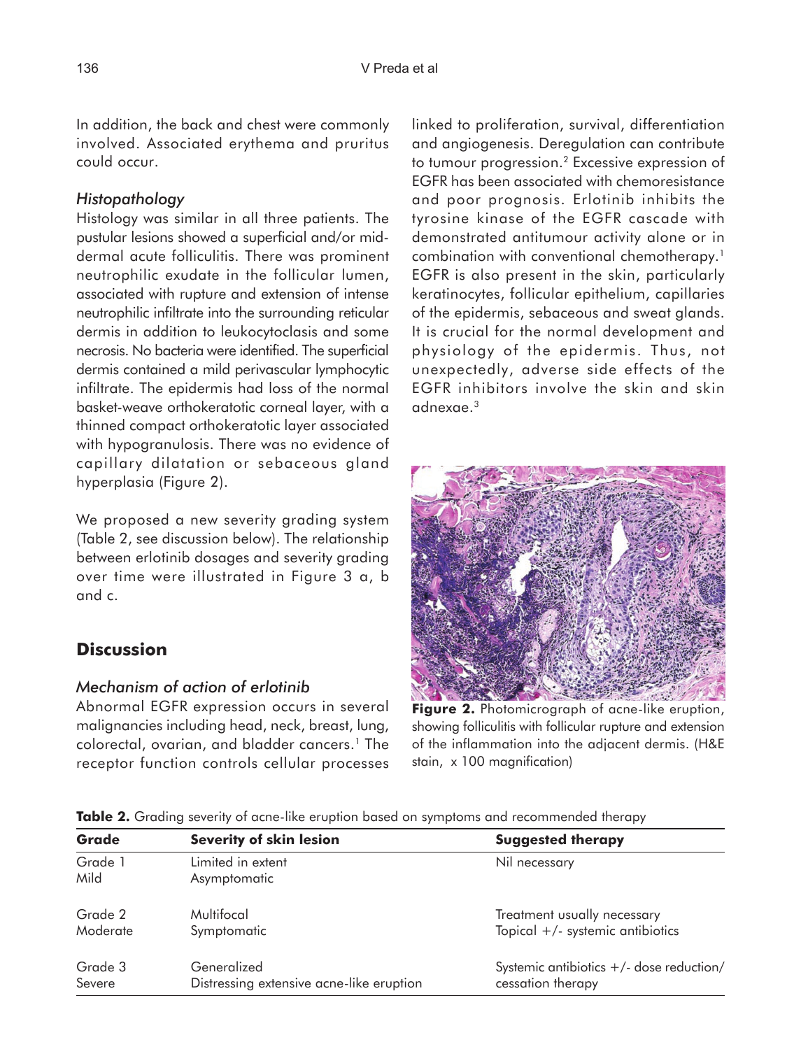In addition, the back and chest were commonly involved. Associated erythema and pruritus could occur.

### *Histopathology*

Histology was similar in all three patients. The pustular lesions showed a superficial and/or mid-dermal acute folliculitis. There was prominent neutrophilic exudate in the follicular lumen, associated with rupture and extension of intense neutrophilic infiltrate into the surrounding reticular dermis in addition to leukocytoclasis and some necrosis. No bacteria were identified. The superficial dermis contained a mild perivascular lymphocytic infiltrate. The epidermis had loss of the normal basket-weave orthokeratotic corneal layer, with a thinned compact orthokeratotic layer associated with hypogranulosis. There was no evidence of capillary dilatation or sebaceous gland hyperplasia (Figure 2).

We proposed a new severity grading system (Table 2, see discussion below). The relationship between erlotinib dosages and severity grading over time were illustrated in Figure 3 a, b and c.

## Discussion

### *Mechanism of action of erlotinib*

Abnormal EGFR expression occurs in several malignancies including head, neck, breast, lung, colorectal, ovarian, and bladder cancers.[1] The receptor function controls cellular processes linked to proliferation, survival, differentiation and angiogenesis. Deregulation can contribute to tumour progression.[2] Excessive expression of EGFR has been associated with chemoresistance and poor prognosis. Erlotinib inhibits the tyrosine kinase of the EGFR cascade with demonstrated antitumour activity alone or in combination with conventional chemotherapy.[1] EGFR is also present in the skin, particularly keratinocytes, follicular epithelium, capillaries of the epidermis, sebaceous and sweat glands. It is crucial for the normal development and physiology of the epidermis. Thus, not unexpectedly, adverse side effects of the EGFR inhibitors involve the skin and skin adnexae.[3]

**Figure 2.** Photomicrograph of acne-like eruption, showing folliculitis with follicular rupture and extension of the inflammation into the adjacent dermis. (H&E stain, x 100 magnification)

**Table 2.** Grading severity of acne-like eruption based on symptoms and recommended therapy

| Grade | Severity of skin lesion | Suggested therapy |
|---|---|---|
| Grade 1<br>Mild | Limited in extent<br>Asymptomatic | Nil necessary |
| Grade 2<br>Moderate | Multifocal<br>Symptomatic | Treatment usually necessary<br>Topical +/- systemic antibiotics |
| Grade 3<br>Severe | Generalized<br>Distressing extensive acne-like eruption | Systemic antibiotics +/- dose reduction/ cessation therapy |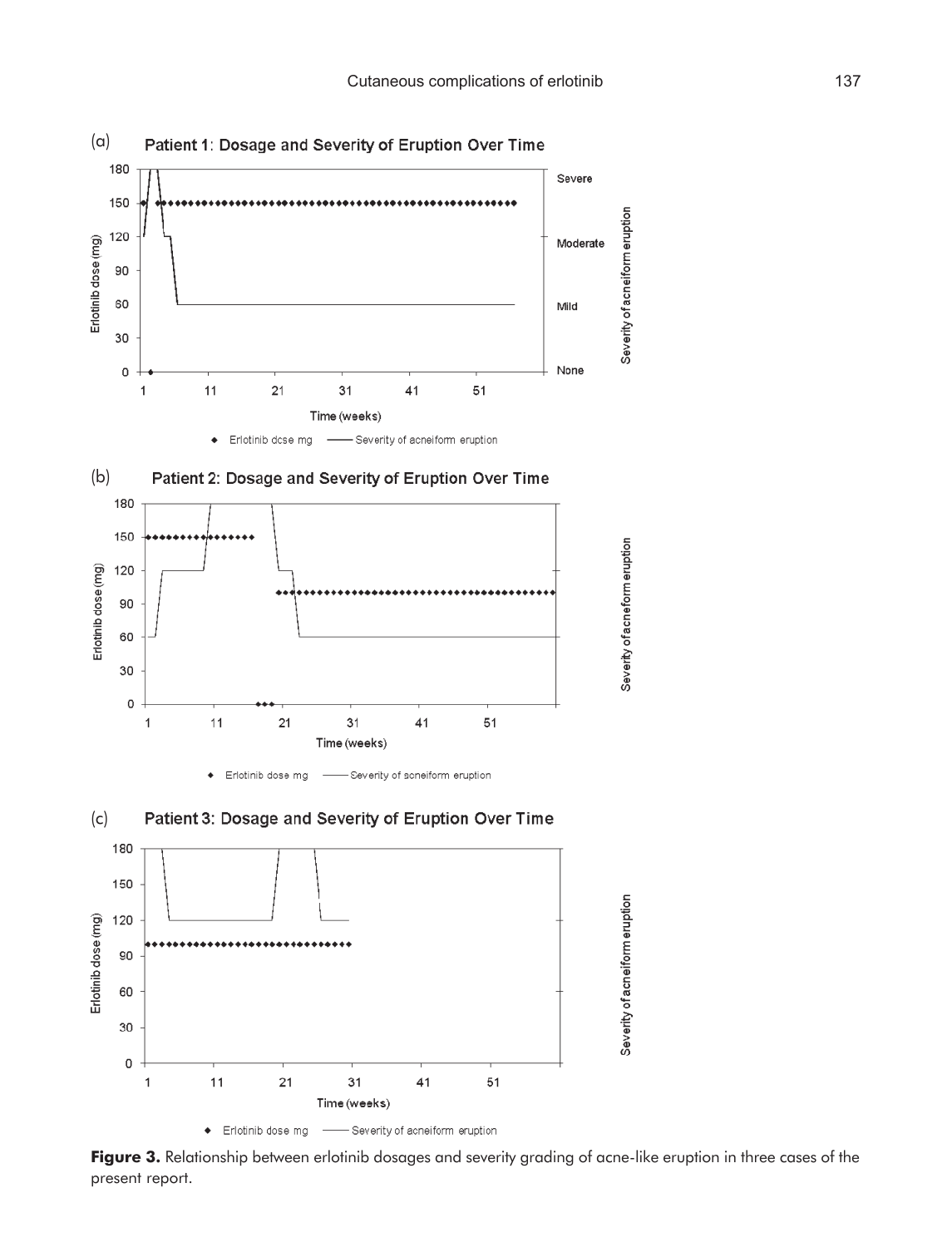**Figure 3.** Relationship between erlotinib dosages and severity grading of acne-like eruption in three cases of the present report.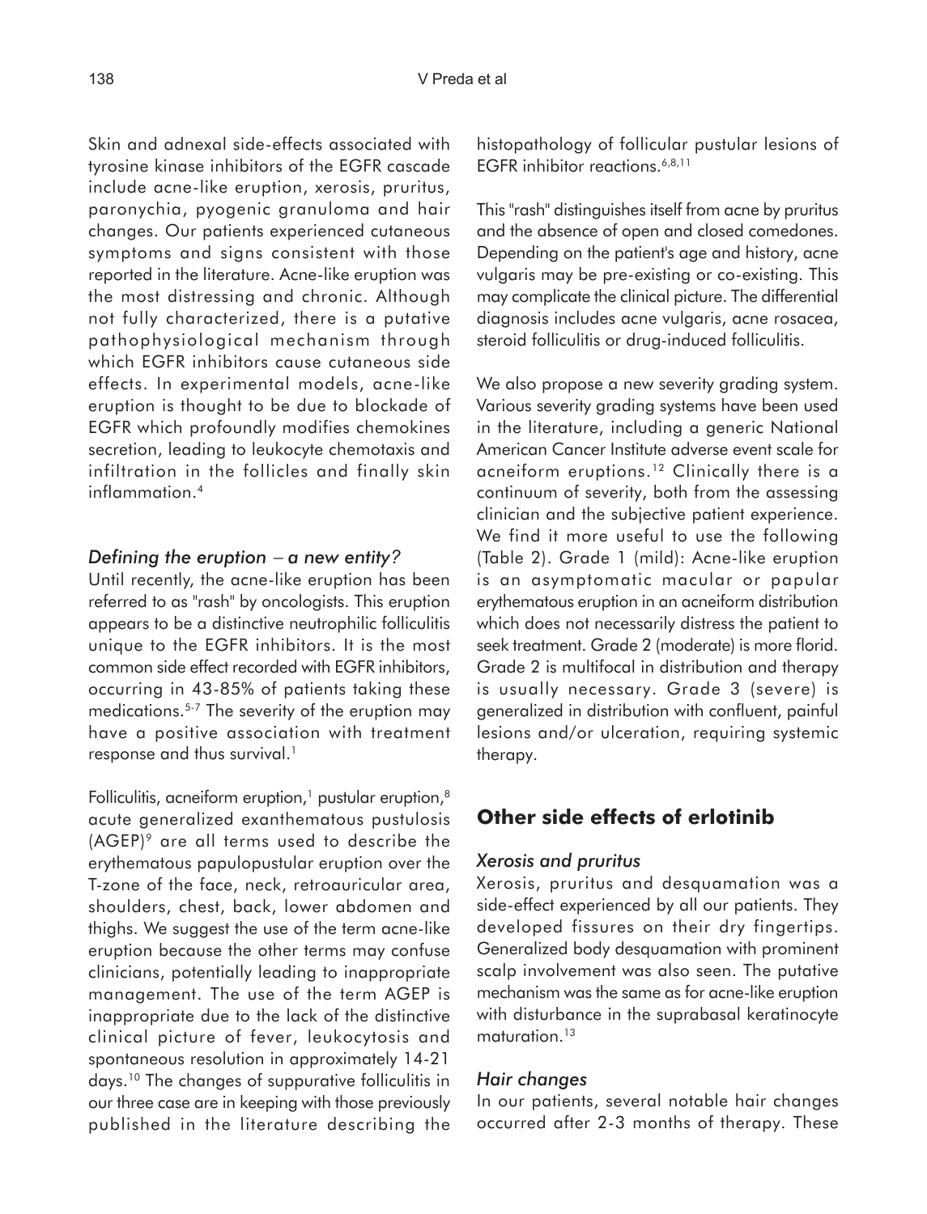Skin and adnexal side-effects associated with tyrosine kinase inhibitors of the EGFR cascade include acne-like eruption, xerosis, pruritus, paronychia, pyogenic granuloma and hair changes. Our patients experienced cutaneous symptoms and signs consistent with those reported in the literature. Acne-like eruption was the most distressing and chronic. Although not fully characterized, there is a putative pathophysiological mechanism through which EGFR inhibitors cause cutaneous side effects. In experimental models, acne-like eruption is thought to be due to blockade of EGFR which profoundly modifies chemokines secretion, leading to leukocyte chemotaxis and infiltration in the follicles and finally skin inflammation.[4]

### *Defining the eruption – a new entity?*

Until recently, the acne-like eruption has been referred to as "rash" by oncologists. This eruption appears to be a distinctive neutrophilic folliculitis unique to the EGFR inhibitors. It is the most common side effect recorded with EGFR inhibitors, occurring in 43-85% of patients taking these medications.[5-7] The severity of the eruption may have a positive association with treatment response and thus survival.[1]

Folliculitis, acneiform eruption,[1] pustular eruption,[8] acute generalized exanthematous pustulosis (AGEP)[9] are all terms used to describe the erythematous papulopustular eruption over the T-zone of the face, neck, retroauricular area, shoulders, chest, back, lower abdomen and thighs. We suggest the use of the term acne-like eruption because the other terms may confuse clinicians, potentially leading to inappropriate management. The use of the term AGEP is inappropriate due to the lack of the distinctive clinical picture of fever, leukocytosis and spontaneous resolution in approximately 14-21 days.[10] The changes of suppurative folliculitis in our three case are in keeping with those previously published in the literature describing the histopathology of follicular pustular lesions of EGFR inhibitor reactions.[6,8,11]

This "rash" distinguishes itself from acne by pruritus and the absence of open and closed comedones. Depending on the patient's age and history, acne vulgaris may be pre-existing or co-existing. This may complicate the clinical picture. The differential diagnosis includes acne vulgaris, acne rosacea, steroid folliculitis or drug-induced folliculitis.

We also propose a new severity grading system. Various severity grading systems have been used in the literature, including a generic National American Cancer Institute adverse event scale for acneiform eruptions.[12] Clinically there is a continuum of severity, both from the assessing clinician and the subjective patient experience. We find it more useful to use the following (Table 2). Grade 1 (mild): Acne-like eruption is an asymptomatic macular or papular erythematous eruption in an acneiform distribution which does not necessarily distress the patient to seek treatment. Grade 2 (moderate) is more florid. Grade 2 is multifocal in distribution and therapy is usually necessary. Grade 3 (severe) is generalized in distribution with confluent, painful lesions and/or ulceration, requiring systemic therapy.

## Other side effects of erlotinib

### *Xerosis and pruritus*

Xerosis, pruritus and desquamation was a side-effect experienced by all our patients. They developed fissures on their dry fingertips. Generalized body desquamation with prominent scalp involvement was also seen. The putative mechanism was the same as for acne-like eruption with disturbance in the suprabasal keratinocyte maturation.[13]

### *Hair changes*

In our patients, several notable hair changes occurred after 2-3 months of therapy. These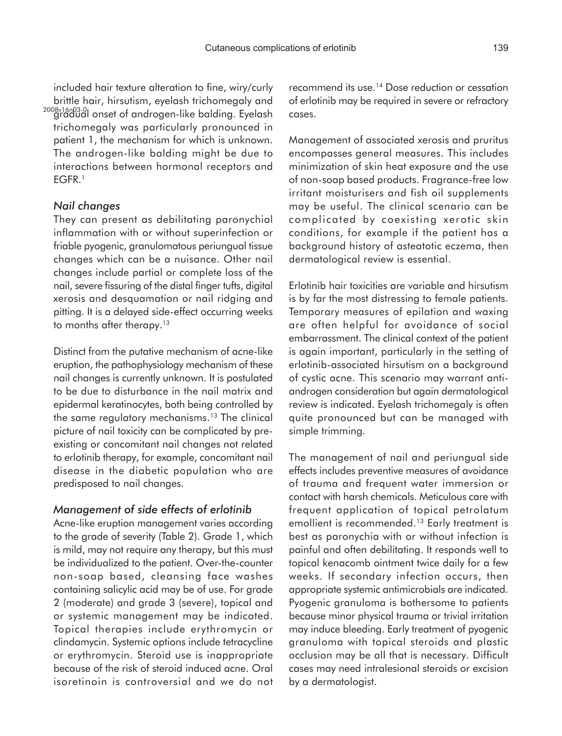included hair texture alteration to fine, wiry/curly brittle hair, hirsutism, eyelash trichomegaly and gradual onset of androgen-like balding. Eyelash trichomegaly was particularly pronounced in patient 1, the mechanism for which is unknown. The androgen-like balding might be due to interactions between hormonal receptors and EGFR.[1]

### *Nail changes*

They can present as debilitating paronychial inflammation with or without superinfection or friable pyogenic, granulomatous periungual tissue changes which can be a nuisance. Other nail changes include partial or complete loss of the nail, severe fissuring of the distal finger tufts, digital xerosis and desquamation or nail ridging and pitting. It is a delayed side-effect occurring weeks to months after therapy.[13]

Distinct from the putative mechanism of acne-like eruption, the pathophysiology mechanism of these nail changes is currently unknown. It is postulated to be due to disturbance in the nail matrix and epidermal keratinocytes, both being controlled by the same regulatory mechanisms.[13] The clinical picture of nail toxicity can be complicated by pre-existing or concomitant nail changes not related to erlotinib therapy, for example, concomitant nail disease in the diabetic population who are predisposed to nail changes.

### *Management of side effects of erlotinib*

Acne-like eruption management varies according to the grade of severity (Table 2). Grade 1, which is mild, may not require any therapy, but this must be individualized to the patient. Over-the-counter non-soap based, cleansing face washes containing salicylic acid may be of use. For grade 2 (moderate) and grade 3 (severe), topical and or systemic management may be indicated. Topical therapies include erythromycin or clindamycin. Systemic options include tetracycline or erythromycin. Steroid use is inappropriate because of the risk of steroid induced acne. Oral isoretinoin is controversial and we do not recommend its use.[14] Dose reduction or cessation of erlotinib may be required in severe or refractory cases.

Management of associated xerosis and pruritus encompasses general measures. This includes minimization of skin heat exposure and the use of non-soap based products. Fragrance-free low irritant moisturisers and fish oil supplements may be useful. The clinical scenario can be complicated by coexisting xerotic skin conditions, for example if the patient has a background history of asteatotic eczema, then dermatological review is essential.

Erlotinib hair toxicities are variable and hirsutism is by far the most distressing to female patients. Temporary measures of epilation and waxing are often helpful for avoidance of social embarrassment. The clinical context of the patient is again important, particularly in the setting of erlotinib-associated hirsutism on a background of cystic acne. This scenario may warrant anti-androgen consideration but again dermatological review is indicated. Eyelash trichomegaly is often quite pronounced but can be managed with simple trimming.

The management of nail and periungual side effects includes preventive measures of avoidance of trauma and frequent water immersion or contact with harsh chemicals. Meticulous care with frequent application of topical petrolatum emollient is recommended.[13] Early treatment is best as paronychia with or without infection is painful and often debilitating. It responds well to topical kenacomb ointment twice daily for a few weeks. If secondary infection occurs, then appropriate systemic antimicrobials are indicated. Pyogenic granuloma is bothersome to patients because minor physical trauma or trivial irritation may induce bleeding. Early treatment of pyogenic granuloma with topical steroids and plastic occlusion may be all that is necessary. Difficult cases may need intralesional steroids or excision by a dermatologist.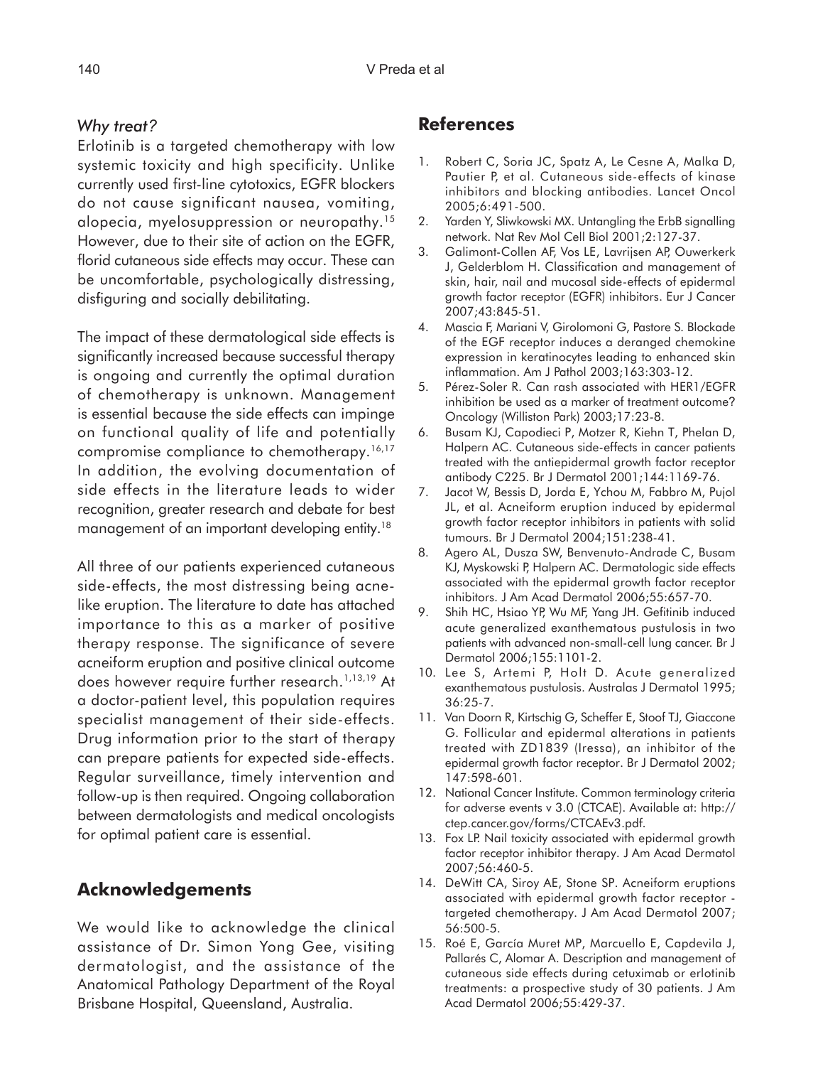### *Why treat?*

Erlotinib is a targeted chemotherapy with low systemic toxicity and high specificity. Unlike currently used first-line cytotoxics, EGFR blockers do not cause significant nausea, vomiting, alopecia, myelosuppression or neuropathy.[15] However, due to their site of action on the EGFR, florid cutaneous side effects may occur. These can be uncomfortable, psychologically distressing, disfiguring and socially debilitating.

The impact of these dermatological side effects is significantly increased because successful therapy is ongoing and currently the optimal duration of chemotherapy is unknown. Management is essential because the side effects can impinge on functional quality of life and potentially compromise compliance to chemotherapy.[16,17] In addition, the evolving documentation of side effects in the literature leads to wider recognition, greater research and debate for best management of an important developing entity.[18]

All three of our patients experienced cutaneous side-effects, the most distressing being acne-like eruption. The literature to date has attached importance to this as a marker of positive therapy response. The significance of severe acneiform eruption and positive clinical outcome does however require further research.[1,13,19] At a doctor-patient level, this population requires specialist management of their side-effects. Drug information prior to the start of therapy can prepare patients for expected side-effects. Regular surveillance, timely intervention and follow-up is then required. Ongoing collaboration between dermatologists and medical oncologists for optimal patient care is essential.

## Acknowledgements

We would like to acknowledge the clinical assistance of Dr. Simon Yong Gee, visiting dermatologist, and the assistance of the Anatomical Pathology Department of the Royal Brisbane Hospital, Queensland, Australia.

## References

1. Robert C, Soria JC, Spatz A, Le Cesne A, Malka D, Pautier P, et al. Cutaneous side-effects of kinase inhibitors and blocking antibodies. Lancet Oncol 2005;6:491-500.
2. Yarden Y, Sliwkowski MX. Untangling the ErbB signalling network. Nat Rev Mol Cell Biol 2001;2:127-37.
3. Galimont-Collen AF, Vos LE, Lavrijsen AP, Ouwerkerk J, Gelderblom H. Classification and management of skin, hair, nail and mucosal side-effects of epidermal growth factor receptor (EGFR) inhibitors. Eur J Cancer 2007;43:845-51.
4. Mascia F, Mariani V, Girolomoni G, Pastore S. Blockade of the EGF receptor induces a deranged chemokine expression in keratinocytes leading to enhanced skin inflammation. Am J Pathol 2003;163:303-12.
5. Pérez-Soler R. Can rash associated with HER1/EGFR inhibition be used as a marker of treatment outcome? Oncology (Williston Park) 2003;17:23-8.
6. Busam KJ, Capodieci P, Motzer R, Kiehn T, Phelan D, Halpern AC. Cutaneous side-effects in cancer patients treated with the antiepidermal growth factor receptor antibody C225. Br J Dermatol 2001;144:1169-76.
7. Jacot W, Bessis D, Jorda E, Ychou M, Fabbro M, Pujol JL, et al. Acneiform eruption induced by epidermal growth factor receptor inhibitors in patients with solid tumours. Br J Dermatol 2004;151:238-41.
8. Agero AL, Dusza SW, Benvenuto-Andrade C, Busam KJ, Myskowski P, Halpern AC. Dermatologic side effects associated with the epidermal growth factor receptor inhibitors. J Am Acad Dermatol 2006;55:657-70.
9. Shih HC, Hsiao YP, Wu MF, Yang JH. Gefitinib induced acute generalized exanthematous pustulosis in two patients with advanced non-small-cell lung cancer. Br J Dermatol 2006;155:1101-2.
10. Lee S, Artemi P, Holt D. Acute generalized exanthematous pustulosis. Australas J Dermatol 1995; 36:25-7.
11. Van Doorn R, Kirtschig G, Scheffer E, Stoof TJ, Giaccone G. Follicular and epidermal alterations in patients treated with ZD1839 (Iressa), an inhibitor of the epidermal growth factor receptor. Br J Dermatol 2002; 147:598-601.
12. National Cancer Institute. Common terminology criteria for adverse events v 3.0 (CTCAE). Available at: http://ctep.cancer.gov/forms/CTCAEv3.pdf.
13. Fox LP. Nail toxicity associated with epidermal growth factor receptor inhibitor therapy. J Am Acad Dermatol 2007;56:460-5.
14. DeWitt CA, Siroy AE, Stone SP. Acneiform eruptions associated with epidermal growth factor receptor - targeted chemotherapy. J Am Acad Dermatol 2007; 56:500-5.
15. Roé E, García Muret MP, Marcuello E, Capdevila J, Pallarés C, Alomar A. Description and management of cutaneous side effects during cetuximab or erlotinib treatments: a prospective study of 30 patients. J Am Acad Dermatol 2006;55:429-37.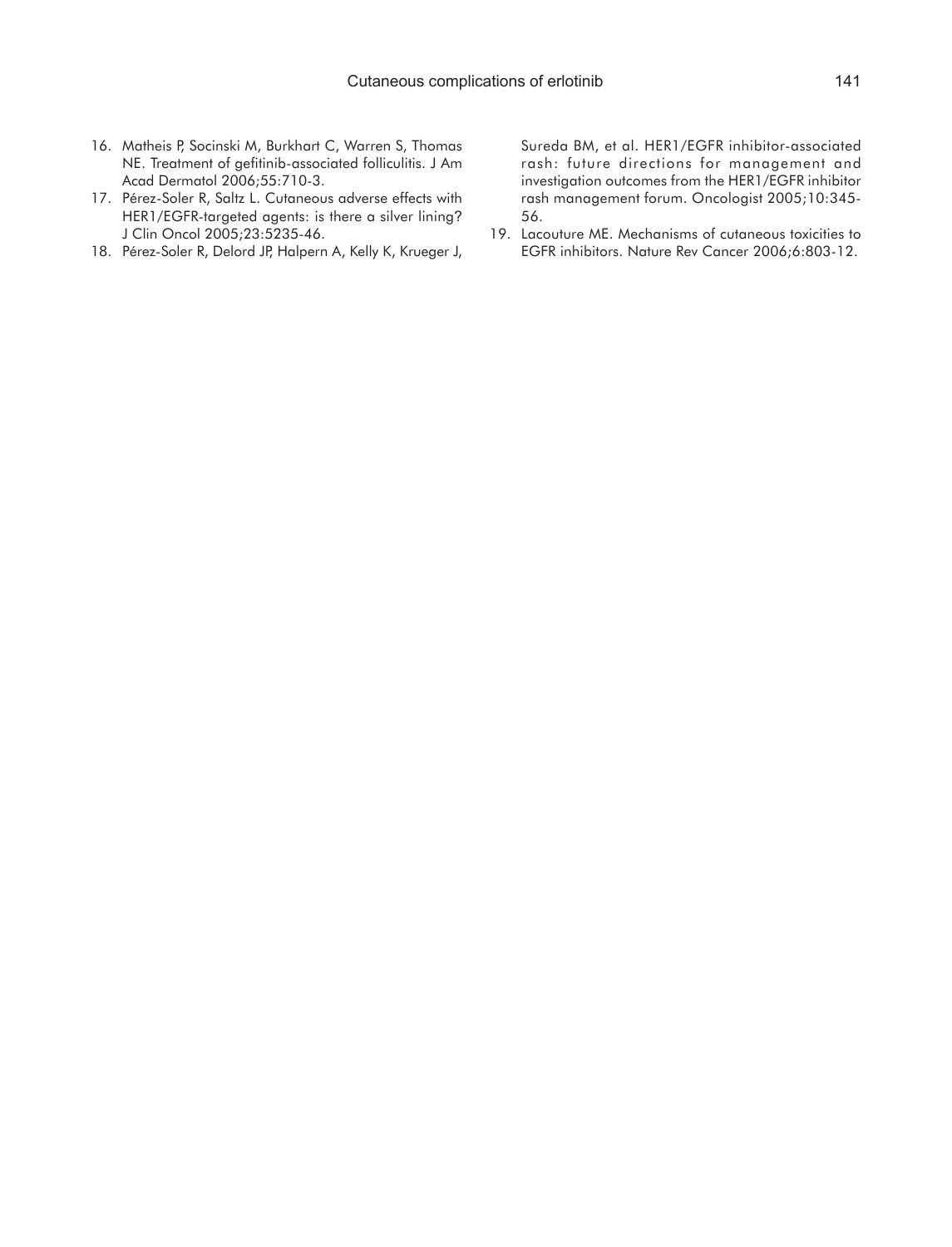16. Matheis P, Socinski M, Burkhart C, Warren S, Thomas NE. Treatment of gefitinib-associated folliculitis. J Am Acad Dermatol 2006;55:710-3.
17. Pérez-Soler R, Saltz L. Cutaneous adverse effects with HER1/EGFR-targeted agents: is there a silver lining? J Clin Oncol 2005;23:5235-46.
18. Pérez-Soler R, Delord JP, Halpern A, Kelly K, Krueger J, Sureda BM, et al. HER1/EGFR inhibitor-associated rash: future directions for management and investigation outcomes from the HER1/EGFR inhibitor rash management forum. Oncologist 2005;10:345-56.
19. Lacouture ME. Mechanisms of cutaneous toxicities to EGFR inhibitors. Nature Rev Cancer 2006;6:803-12.